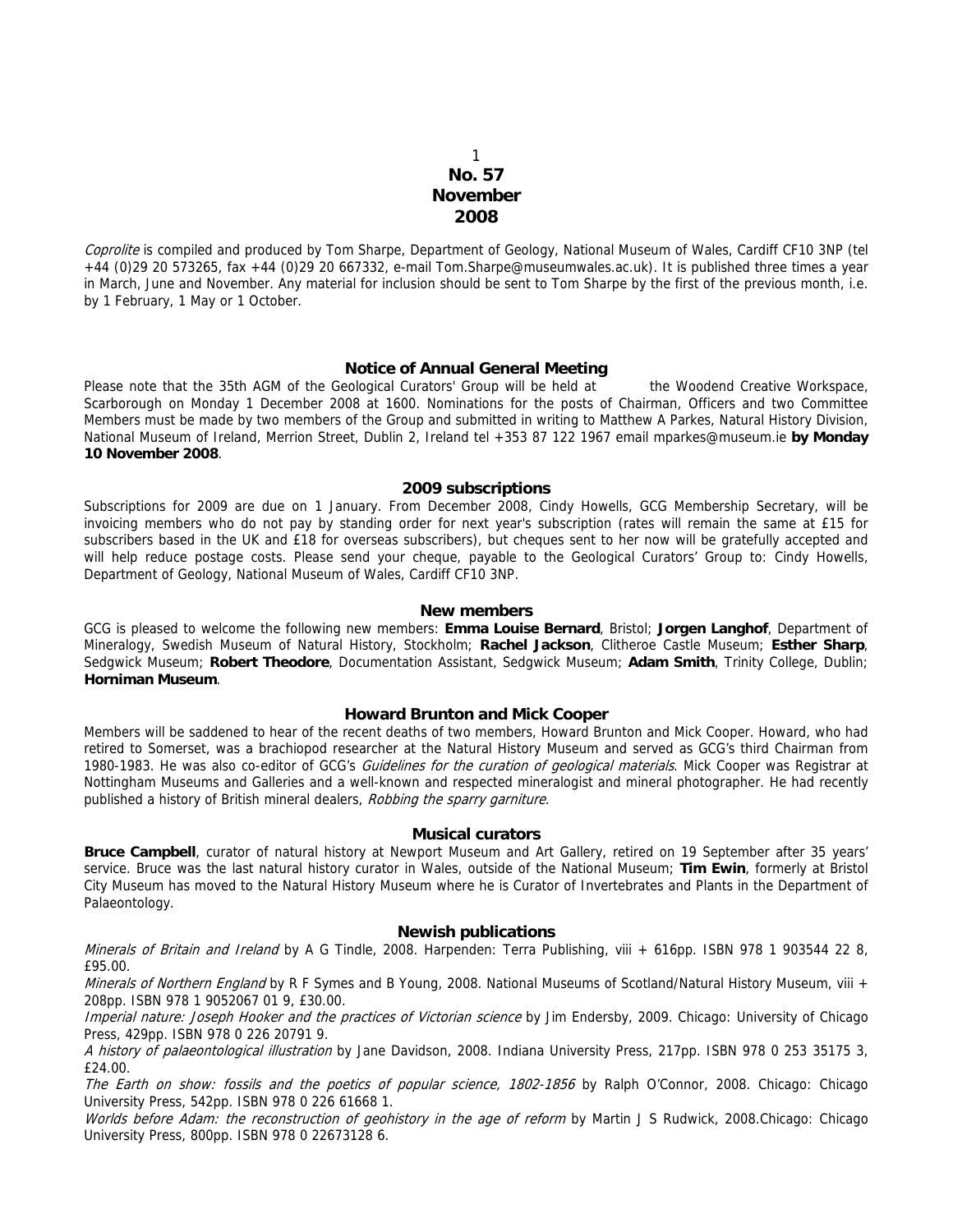**No. 57**
**November**
**2008**

*Coprolite* is compiled and produced by Tom Sharpe, Department of Geology, National Museum of Wales, Cardiff CF10 3NP (tel +44 (0)29 20 573265, fax +44 (0)29 20 667332, e-mail Tom.Sharpe@museumwales.ac.uk). It is published three times a year in March, June and November. Any material for inclusion should be sent to Tom Sharpe by the first of the previous month, i.e. by 1 February, 1 May or 1 October.

## Notice of Annual General Meeting

Please note that the 35th AGM of the Geological Curators' Group will be held at the Woodend Creative Workspace, Scarborough on Monday 1 December 2008 at 1600. Nominations for the posts of Chairman, Officers and two Committee Members must be made by two members of the Group and submitted in writing to Matthew A Parkes, Natural History Division, National Museum of Ireland, Merrion Street, Dublin 2, Ireland tel +353 87 122 1967 email mparkes@museum.ie **by Monday 10 November 2008**.

## 2009 subscriptions

Subscriptions for 2009 are due on 1 January. From December 2008, Cindy Howells, GCG Membership Secretary, will be invoicing members who do not pay by standing order for next year's subscription (rates will remain the same at £15 for subscribers based in the UK and £18 for overseas subscribers), but cheques sent to her now will be gratefully accepted and will help reduce postage costs. Please send your cheque, payable to the Geological Curators' Group to: Cindy Howells, Department of Geology, National Museum of Wales, Cardiff CF10 3NP.

## New members

GCG is pleased to welcome the following new members: **Emma Louise Bernard**, Bristol; **Jorgen Langhof**, Department of Mineralogy, Swedish Museum of Natural History, Stockholm; **Rachel Jackson**, Clitheroe Castle Museum; **Esther Sharp**, Sedgwick Museum; **Robert Theodore**, Documentation Assistant, Sedgwick Museum; **Adam Smith**, Trinity College, Dublin; **Horniman Museum**.

## Howard Brunton and Mick Cooper

Members will be saddened to hear of the recent deaths of two members, Howard Brunton and Mick Cooper. Howard, who had retired to Somerset, was a brachiopod researcher at the Natural History Museum and served as GCG's third Chairman from 1980-1983. He was also co-editor of GCG's *Guidelines for the curation of geological materials*. Mick Cooper was Registrar at Nottingham Museums and Galleries and a well-known and respected mineralogist and mineral photographer. He had recently published a history of British mineral dealers, *Robbing the sparry garniture*.

## Musical curators

**Bruce Campbell**, curator of natural history at Newport Museum and Art Gallery, retired on 19 September after 35 years' service. Bruce was the last natural history curator in Wales, outside of the National Museum; **Tim Ewin**, formerly at Bristol City Museum has moved to the Natural History Museum where he is Curator of Invertebrates and Plants in the Department of Palaeontology.

## Newish publications

*Minerals of Britain and Ireland* by A G Tindle, 2008. Harpenden: Terra Publishing, viii + 616pp. ISBN 978 1 903544 22 8, £95.00.

*Minerals of Northern England* by R F Symes and B Young, 2008. National Museums of Scotland/Natural History Museum, viii + 208pp. ISBN 978 1 9052067 01 9, £30.00.

*Imperial nature: Joseph Hooker and the practices of Victorian science* by Jim Endersby, 2009. Chicago: University of Chicago Press, 429pp. ISBN 978 0 226 20791 9.

*A history of palaeontological illustration* by Jane Davidson, 2008. Indiana University Press, 217pp. ISBN 978 0 253 35175 3, £24.00.

*The Earth on show: fossils and the poetics of popular science, 1802-1856* by Ralph O'Connor, 2008. Chicago: Chicago University Press, 542pp. ISBN 978 0 226 61668 1.

*Worlds before Adam: the reconstruction of geohistory in the age of reform* by Martin J S Rudwick, 2008.Chicago: Chicago University Press, 800pp. ISBN 978 0 22673128 6.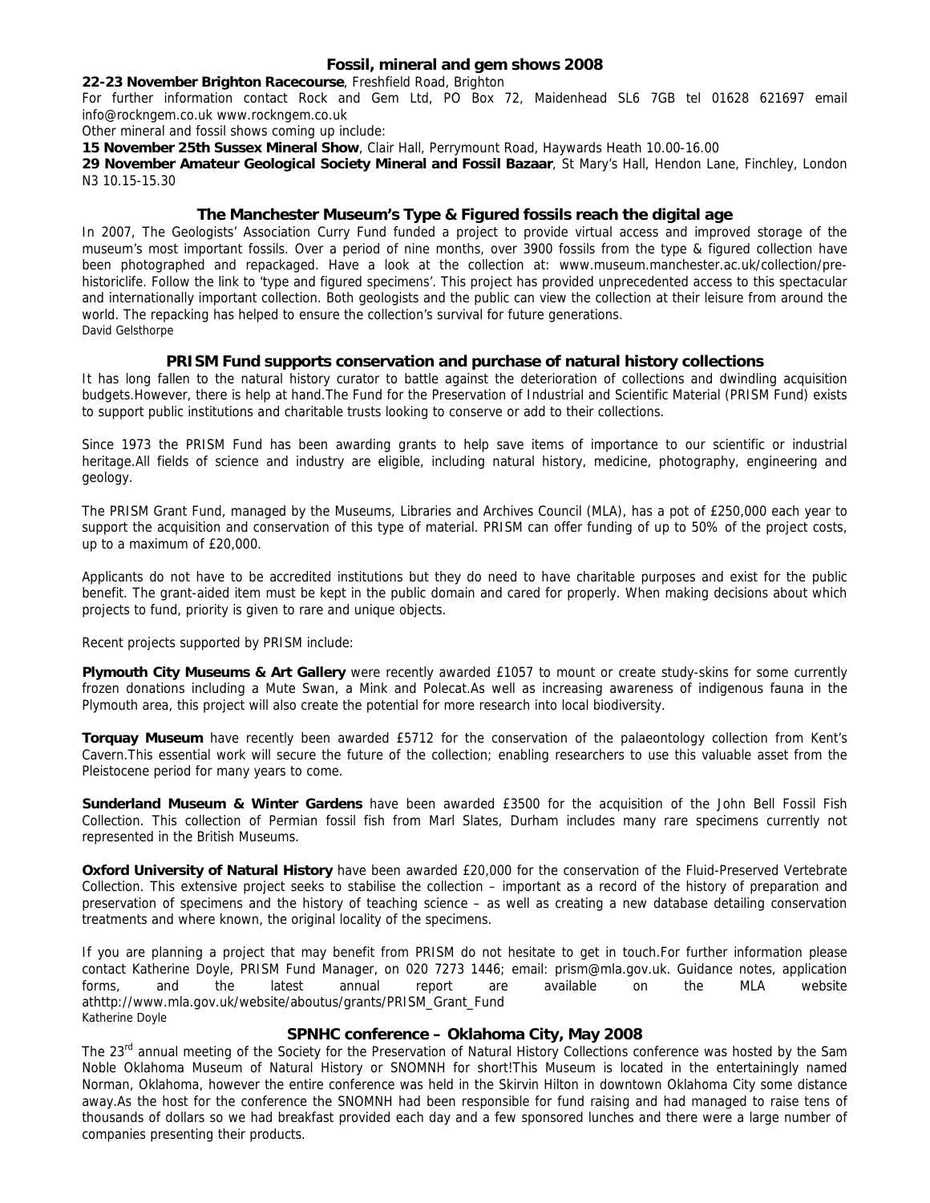## Fossil, mineral and gem shows 2008

**22-23 November Brighton Racecourse**, Freshfield Road, Brighton

For further information contact Rock and Gem Ltd, PO Box 72, Maidenhead SL6 7GB tel 01628 621697 email info@rockngem.co.uk www.rockngem.co.uk

Other mineral and fossil shows coming up include:

**15 November 25th Sussex Mineral Show**, Clair Hall, Perrymount Road, Haywards Heath 10.00-16.00

**29 November Amateur Geological Society Mineral and Fossil Bazaar**, St Mary's Hall, Hendon Lane, Finchley, London N3 10.15-15.30

## The Manchester Museum's Type & Figured fossils reach the digital age

In 2007, The Geologists' Association Curry Fund funded a project to provide virtual access and improved storage of the museum's most important fossils. Over a period of nine months, over 3900 fossils from the type & figured collection have been photographed and repackaged. Have a look at the collection at: www.museum.manchester.ac.uk/collection/prehistoriclife. Follow the link to 'type and figured specimens'. This project has provided unprecedented access to this spectacular and internationally important collection. Both geologists and the public can view the collection at their leisure from around the world. The repacking has helped to ensure the collection's survival for future generations.

David Gelsthorpe

## PRISM Fund supports conservation and purchase of natural history collections

It has long fallen to the natural history curator to battle against the deterioration of collections and dwindling acquisition budgets.However, there is help at hand.The Fund for the Preservation of Industrial and Scientific Material (PRISM Fund) exists to support public institutions and charitable trusts looking to conserve or add to their collections.

Since 1973 the PRISM Fund has been awarding grants to help save items of importance to our scientific or industrial heritage.All fields of science and industry are eligible, including natural history, medicine, photography, engineering and geology.

The PRISM Grant Fund, managed by the Museums, Libraries and Archives Council (MLA), has a pot of £250,000 each year to support the acquisition and conservation of this type of material. PRISM can offer funding of up to 50% of the project costs, up to a maximum of £20,000.

Applicants do not have to be accredited institutions but they do need to have charitable purposes and exist for the public benefit. The grant-aided item must be kept in the public domain and cared for properly. When making decisions about which projects to fund, priority is given to rare and unique objects.

Recent projects supported by PRISM include:

**Plymouth City Museums & Art Gallery** were recently awarded £1057 to mount or create study-skins for some currently frozen donations including a Mute Swan, a Mink and Polecat.As well as increasing awareness of indigenous fauna in the Plymouth area, this project will also create the potential for more research into local biodiversity.

**Torquay Museum** have recently been awarded £5712 for the conservation of the palaeontology collection from Kent's Cavern.This essential work will secure the future of the collection; enabling researchers to use this valuable asset from the Pleistocene period for many years to come.

**Sunderland Museum & Winter Gardens** have been awarded £3500 for the acquisition of the John Bell Fossil Fish Collection. This collection of Permian fossil fish from Marl Slates, Durham includes many rare specimens currently not represented in the British Museums.

**Oxford University of Natural History** have been awarded £20,000 for the conservation of the Fluid-Preserved Vertebrate Collection. This extensive project seeks to stabilise the collection – important as a record of the history of preparation and preservation of specimens and the history of teaching science – as well as creating a new database detailing conservation treatments and where known, the original locality of the specimens.

If you are planning a project that may benefit from PRISM do not hesitate to get in touch.For further information please contact Katherine Doyle, PRISM Fund Manager, on 020 7273 1446; email: prism@mla.gov.uk. Guidance notes, application forms, and the latest annual report are available on the MLA website athttp://www.mla.gov.uk/website/aboutus/grants/PRISM_Grant_Fund

Katherine Doyle

## SPNHC conference – Oklahoma City, May 2008

The 23rd annual meeting of the Society for the Preservation of Natural History Collections conference was hosted by the Sam Noble Oklahoma Museum of Natural History or SNOMNH for short!This Museum is located in the entertainingly named Norman, Oklahoma, however the entire conference was held in the Skirvin Hilton in downtown Oklahoma City some distance away.As the host for the conference the SNOMNH had been responsible for fund raising and had managed to raise tens of thousands of dollars so we had breakfast provided each day and a few sponsored lunches and there were a large number of companies presenting their products.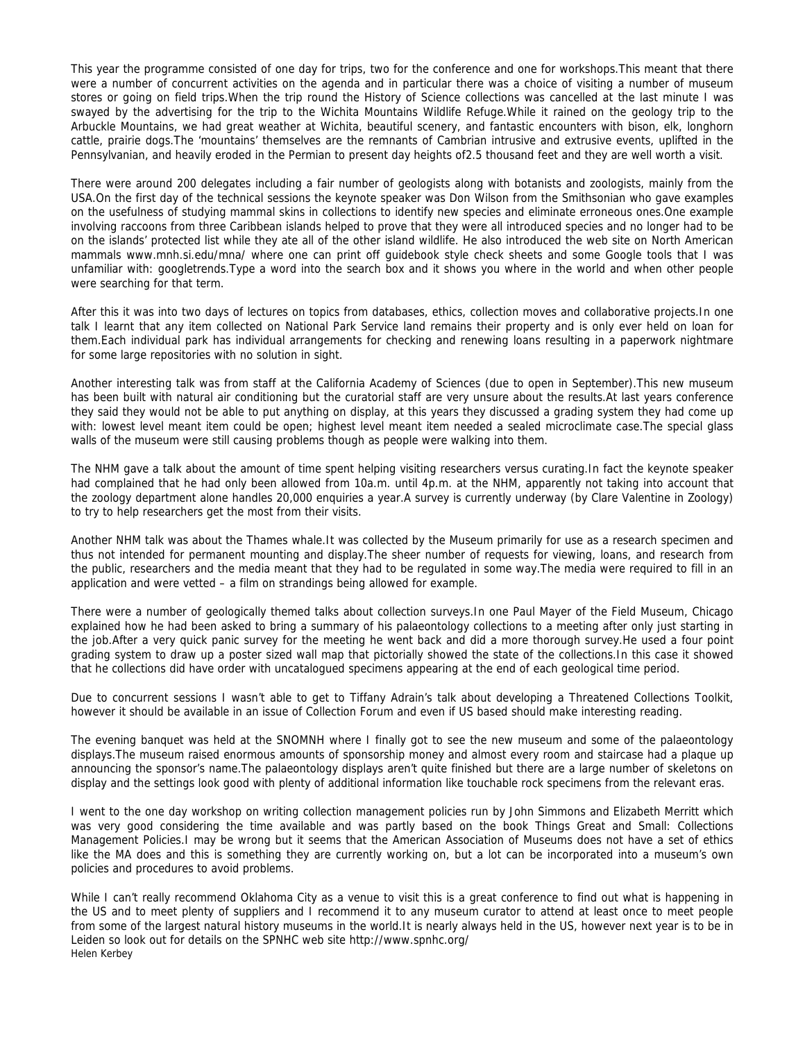This year the programme consisted of one day for trips, two for the conference and one for workshops.This meant that there were a number of concurrent activities on the agenda and in particular there was a choice of visiting a number of museum stores or going on field trips.When the trip round the History of Science collections was cancelled at the last minute I was swayed by the advertising for the trip to the Wichita Mountains Wildlife Refuge.While it rained on the geology trip to the Arbuckle Mountains, we had great weather at Wichita, beautiful scenery, and fantastic encounters with bison, elk, longhorn cattle, prairie dogs.The 'mountains' themselves are the remnants of Cambrian intrusive and extrusive events, uplifted in the Pennsylvanian, and heavily eroded in the Permian to present day heights of2.5 thousand feet and they are well worth a visit.

There were around 200 delegates including a fair number of geologists along with botanists and zoologists, mainly from the USA.On the first day of the technical sessions the keynote speaker was Don Wilson from the Smithsonian who gave examples on the usefulness of studying mammal skins in collections to identify new species and eliminate erroneous ones.One example involving raccoons from three Caribbean islands helped to prove that they were all introduced species and no longer had to be on the islands' protected list while they ate all of the other island wildlife. He also introduced the web site on North American mammals www.mnh.si.edu/mna/ where one can print off guidebook style check sheets and some Google tools that I was unfamiliar with: googletrends.Type a word into the search box and it shows you where in the world and when other people were searching for that term.

After this it was into two days of lectures on topics from databases, ethics, collection moves and collaborative projects.In one talk I learnt that any item collected on National Park Service land remains their property and is only ever held on loan for them.Each individual park has individual arrangements for checking and renewing loans resulting in a paperwork nightmare for some large repositories with no solution in sight.

Another interesting talk was from staff at the California Academy of Sciences (due to open in September).This new museum has been built with natural air conditioning but the curatorial staff are very unsure about the results.At last years conference they said they would not be able to put anything on display, at this years they discussed a grading system they had come up with: lowest level meant item could be open; highest level meant item needed a sealed microclimate case.The special glass walls of the museum were still causing problems though as people were walking into them.

The NHM gave a talk about the amount of time spent helping visiting researchers versus curating.In fact the keynote speaker had complained that he had only been allowed from 10a.m. until 4p.m. at the NHM, apparently not taking into account that the zoology department alone handles 20,000 enquiries a year.A survey is currently underway (by Clare Valentine in Zoology) to try to help researchers get the most from their visits.

Another NHM talk was about the Thames whale.It was collected by the Museum primarily for use as a research specimen and thus not intended for permanent mounting and display.The sheer number of requests for viewing, loans, and research from the public, researchers and the media meant that they had to be regulated in some way.The media were required to fill in an application and were vetted – a film on strandings being allowed for example.

There were a number of geologically themed talks about collection surveys.In one Paul Mayer of the Field Museum, Chicago explained how he had been asked to bring a summary of his palaeontology collections to a meeting after only just starting in the job.After a very quick panic survey for the meeting he went back and did a more thorough survey.He used a four point grading system to draw up a poster sized wall map that pictorially showed the state of the collections.In this case it showed that he collections did have order with uncatalogued specimens appearing at the end of each geological time period.

Due to concurrent sessions I wasn't able to get to Tiffany Adrain's talk about developing a Threatened Collections Toolkit, however it should be available in an issue of Collection Forum and even if US based should make interesting reading.

The evening banquet was held at the SNOMNH where I finally got to see the new museum and some of the palaeontology displays.The museum raised enormous amounts of sponsorship money and almost every room and staircase had a plaque up announcing the sponsor's name.The palaeontology displays aren't quite finished but there are a large number of skeletons on display and the settings look good with plenty of additional information like touchable rock specimens from the relevant eras.

I went to the one day workshop on writing collection management policies run by John Simmons and Elizabeth Merritt which was very good considering the time available and was partly based on the book Things Great and Small: Collections Management Policies.I may be wrong but it seems that the American Association of Museums does not have a set of ethics like the MA does and this is something they are currently working on, but a lot can be incorporated into a museum's own policies and procedures to avoid problems.

While I can't really recommend Oklahoma City as a venue to visit this is a great conference to find out what is happening in the US and to meet plenty of suppliers and I recommend it to any museum curator to attend at least once to meet people from some of the largest natural history museums in the world.It is nearly always held in the US, however next year is to be in Leiden so look out for details on the SPNHC web site http://www.spnhc.org/

Helen Kerbey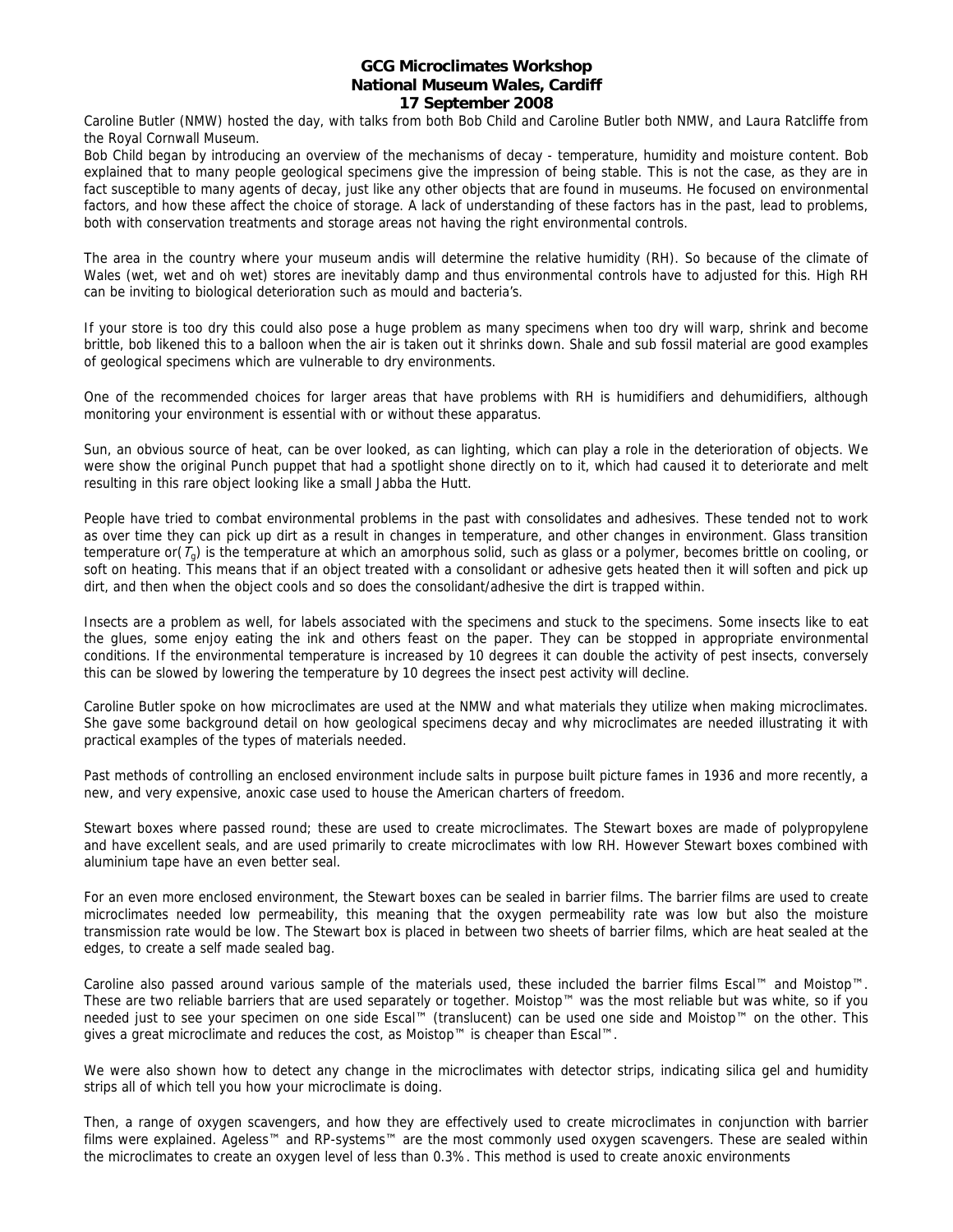**GCG Microclimates Workshop**
**National Museum Wales, Cardiff**
**17 September 2008**

Caroline Butler (NMW) hosted the day, with talks from both Bob Child and Caroline Butler both NMW, and Laura Ratcliffe from the Royal Cornwall Museum.

Bob Child began by introducing an overview of the mechanisms of decay - temperature, humidity and moisture content. Bob explained that to many people geological specimens give the impression of being stable. This is not the case, as they are in fact susceptible to many agents of decay, just like any other objects that are found in museums. He focused on environmental factors, and how these affect the choice of storage. A lack of understanding of these factors has in the past, lead to problems, both with conservation treatments and storage areas not having the right environmental controls.

The area in the country where your museum andis will determine the relative humidity (RH). So because of the climate of Wales (wet, wet and oh wet) stores are inevitably damp and thus environmental controls have to adjusted for this. High RH can be inviting to biological deterioration such as mould and bacteria's.

If your store is too dry this could also pose a huge problem as many specimens when too dry will warp, shrink and become brittle, bob likened this to a balloon when the air is taken out it shrinks down. Shale and sub fossil material are good examples of geological specimens which are vulnerable to dry environments.

One of the recommended choices for larger areas that have problems with RH is humidifiers and dehumidifiers, although monitoring your environment is essential with or without these apparatus.

Sun, an obvious source of heat, can be over looked, as can lighting, which can play a role in the deterioration of objects. We were show the original Punch puppet that had a spotlight shone directly on to it, which had caused it to deteriorate and melt resulting in this rare object looking like a small Jabba the Hutt.

People have tried to combat environmental problems in the past with consolidates and adhesives. These tended not to work as over time they can pick up dirt as a result in changes in temperature, and other changes in environment. Glass transition temperature or($T_g$) is the temperature at which an amorphous solid, such as glass or a polymer, becomes brittle on cooling, or soft on heating. This means that if an object treated with a consolidant or adhesive gets heated then it will soften and pick up dirt, and then when the object cools and so does the consolidant/adhesive the dirt is trapped within.

Insects are a problem as well, for labels associated with the specimens and stuck to the specimens. Some insects like to eat the glues, some enjoy eating the ink and others feast on the paper. They can be stopped in appropriate environmental conditions. If the environmental temperature is increased by 10 degrees it can double the activity of pest insects, conversely this can be slowed by lowering the temperature by 10 degrees the insect pest activity will decline.

Caroline Butler spoke on how microclimates are used at the NMW and what materials they utilize when making microclimates. She gave some background detail on how geological specimens decay and why microclimates are needed illustrating it with practical examples of the types of materials needed.

Past methods of controlling an enclosed environment include salts in purpose built picture fames in 1936 and more recently, a new, and very expensive, anoxic case used to house the American charters of freedom.

Stewart boxes where passed round; these are used to create microclimates. The Stewart boxes are made of polypropylene and have excellent seals, and are used primarily to create microclimates with low RH. However Stewart boxes combined with aluminium tape have an even better seal.

For an even more enclosed environment, the Stewart boxes can be sealed in barrier films. The barrier films are used to create microclimates needed low permeability, this meaning that the oxygen permeability rate was low but also the moisture transmission rate would be low. The Stewart box is placed in between two sheets of barrier films, which are heat sealed at the edges, to create a self made sealed bag.

Caroline also passed around various sample of the materials used, these included the barrier films Escal™ and Moistop™. These are two reliable barriers that are used separately or together. Moistop™ was the most reliable but was white, so if you needed just to see your specimen on one side Escal™ (translucent) can be used one side and Moistop™ on the other. This gives a great microclimate and reduces the cost, as Moistop™ is cheaper than Escal™.

We were also shown how to detect any change in the microclimates with detector strips, indicating silica gel and humidity strips all of which tell you how your microclimate is doing.

Then, a range of oxygen scavengers, and how they are effectively used to create microclimates in conjunction with barrier films were explained. Ageless™ and RP-systems™ are the most commonly used oxygen scavengers. These are sealed within the microclimates to create an oxygen level of less than 0.3%. This method is used to create anoxic environments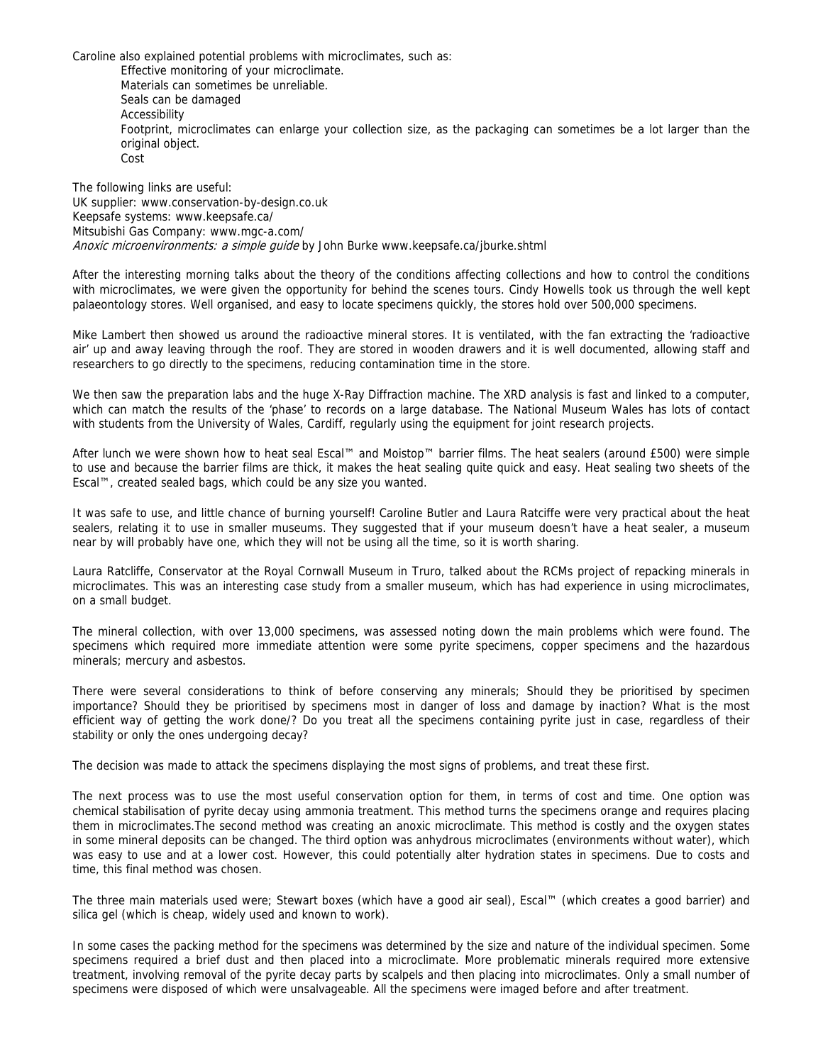Caroline also explained potential problems with microclimates, such as:

- Effective monitoring of your microclimate.
- Materials can sometimes be unreliable.
- Seals can be damaged
- Accessibility
- Footprint, microclimates can enlarge your collection size, as the packaging can sometimes be a lot larger than the original object.
- Cost

The following links are useful:
UK supplier: www.conservation-by-design.co.uk
Keepsafe systems: www.keepsafe.ca/
Mitsubishi Gas Company: www.mgc-a.com/
*Anoxic microenvironments: a simple guide* by John Burke www.keepsafe.ca/jburke.shtml

After the interesting morning talks about the theory of the conditions affecting collections and how to control the conditions with microclimates, we were given the opportunity for behind the scenes tours. Cindy Howells took us through the well kept palaeontology stores. Well organised, and easy to locate specimens quickly, the stores hold over 500,000 specimens.

Mike Lambert then showed us around the radioactive mineral stores. It is ventilated, with the fan extracting the 'radioactive air' up and away leaving through the roof. They are stored in wooden drawers and it is well documented, allowing staff and researchers to go directly to the specimens, reducing contamination time in the store.

We then saw the preparation labs and the huge X-Ray Diffraction machine. The XRD analysis is fast and linked to a computer, which can match the results of the 'phase' to records on a large database. The National Museum Wales has lots of contact with students from the University of Wales, Cardiff, regularly using the equipment for joint research projects.

After lunch we were shown how to heat seal Escal™ and Moistop™ barrier films. The heat sealers (around £500) were simple to use and because the barrier films are thick, it makes the heat sealing quite quick and easy. Heat sealing two sheets of the Escal™, created sealed bags, which could be any size you wanted.

It was safe to use, and little chance of burning yourself! Caroline Butler and Laura Ratcliffe were very practical about the heat sealers, relating it to use in smaller museums. They suggested that if your museum doesn't have a heat sealer, a museum near by will probably have one, which they will not be using all the time, so it is worth sharing.

Laura Ratcliffe, Conservator at the Royal Cornwall Museum in Truro, talked about the RCMs project of repacking minerals in microclimates. This was an interesting case study from a smaller museum, which has had experience in using microclimates, on a small budget.

The mineral collection, with over 13,000 specimens, was assessed noting down the main problems which were found. The specimens which required more immediate attention were some pyrite specimens, copper specimens and the hazardous minerals; mercury and asbestos.

There were several considerations to think of before conserving any minerals; Should they be prioritised by specimen importance? Should they be prioritised by specimens most in danger of loss and damage by inaction? What is the most efficient way of getting the work done/? Do you treat all the specimens containing pyrite just in case, regardless of their stability or only the ones undergoing decay?

The decision was made to attack the specimens displaying the most signs of problems, and treat these first.

The next process was to use the most useful conservation option for them, in terms of cost and time. One option was chemical stabilisation of pyrite decay using ammonia treatment. This method turns the specimens orange and requires placing them in microclimates.The second method was creating an anoxic microclimate. This method is costly and the oxygen states in some mineral deposits can be changed. The third option was anhydrous microclimates (environments without water), which was easy to use and at a lower cost. However, this could potentially alter hydration states in specimens. Due to costs and time, this final method was chosen.

The three main materials used were; Stewart boxes (which have a good air seal), Escal™ (which creates a good barrier) and silica gel (which is cheap, widely used and known to work).

In some cases the packing method for the specimens was determined by the size and nature of the individual specimen. Some specimens required a brief dust and then placed into a microclimate. More problematic minerals required more extensive treatment, involving removal of the pyrite decay parts by scalpels and then placing into microclimates. Only a small number of specimens were disposed of which were unsalvageable. All the specimens were imaged before and after treatment.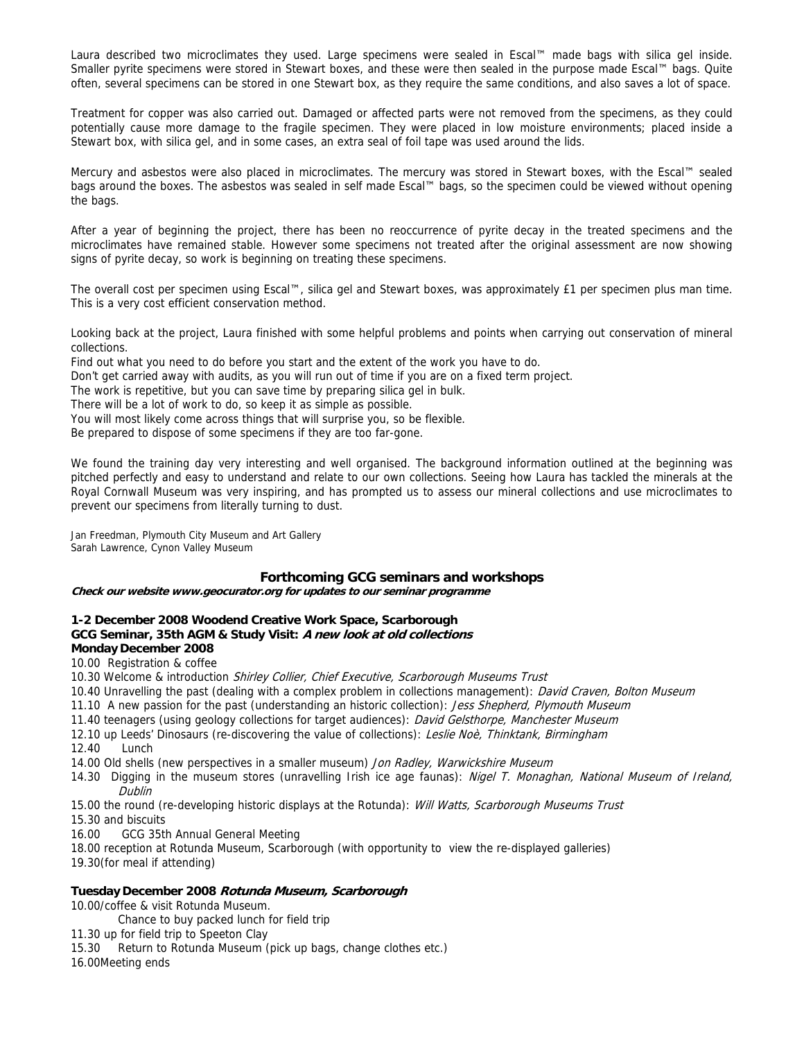Laura described two microclimates they used. Large specimens were sealed in Escal™ made bags with silica gel inside. Smaller pyrite specimens were stored in Stewart boxes, and these were then sealed in the purpose made Escal™ bags. Quite often, several specimens can be stored in one Stewart box, as they require the same conditions, and also saves a lot of space.

Treatment for copper was also carried out. Damaged or affected parts were not removed from the specimens, as they could potentially cause more damage to the fragile specimen. They were placed in low moisture environments; placed inside a Stewart box, with silica gel, and in some cases, an extra seal of foil tape was used around the lids.

Mercury and asbestos were also placed in microclimates. The mercury was stored in Stewart boxes, with the Escal™ sealed bags around the boxes. The asbestos was sealed in self made Escal™ bags, so the specimen could be viewed without opening the bags.

After a year of beginning the project, there has been no reoccurrence of pyrite decay in the treated specimens and the microclimates have remained stable. However some specimens not treated after the original assessment are now showing signs of pyrite decay, so work is beginning on treating these specimens.

The overall cost per specimen using Escal™, silica gel and Stewart boxes, was approximately £1 per specimen plus man time. This is a very cost efficient conservation method.

Looking back at the project, Laura finished with some helpful problems and points when carrying out conservation of mineral collections.
Find out what you need to do before you start and the extent of the work you have to do.
Don't get carried away with audits, as you will run out of time if you are on a fixed term project.
The work is repetitive, but you can save time by preparing silica gel in bulk.
There will be a lot of work to do, so keep it as simple as possible.
You will most likely come across things that will surprise you, so be flexible.
Be prepared to dispose of some specimens if they are too far-gone.

We found the training day very interesting and well organised. The background information outlined at the beginning was pitched perfectly and easy to understand and relate to our own collections. Seeing how Laura has tackled the minerals at the Royal Cornwall Museum was very inspiring, and has prompted us to assess our mineral collections and use microclimates to prevent our specimens from literally turning to dust.

Jan Freedman, Plymouth City Museum and Art Gallery
Sarah Lawrence, Cynon Valley Museum

## Forthcoming GCG seminars and workshops

***Check our website www.geocurator.org for updates to our seminar programme***

**1-2 December 2008 Woodend Creative Work Space, Scarborough**
**GCG Seminar, 35th AGM & Study Visit: *A new look at old collections***
**Monday December 2008**

10.00 Registration & coffee
10.30 Welcome & introduction *Shirley Collier, Chief Executive, Scarborough Museums Trust*
10.40 Unravelling the past (dealing with a complex problem in collections management): *David Craven, Bolton Museum*
11.10 A new passion for the past (understanding an historic collection): *Jess Shepherd, Plymouth Museum*
11.40 teenagers (using geology collections for target audiences): *David Gelsthorpe, Manchester Museum*
12.10 up Leeds' Dinosaurs (re-discovering the value of collections): *Leslie Noè, Thinktank, Birmingham*
12.40 Lunch
14.00 Old shells (new perspectives in a smaller museum) *Jon Radley, Warwickshire Museum*
14.30 Digging in the museum stores (unravelling Irish ice age faunas): *Nigel T. Monaghan, National Museum of Ireland, Dublin*
15.00 the round (re-developing historic displays at the Rotunda): *Will Watts, Scarborough Museums Trust*
15.30 and biscuits
16.00 GCG 35th Annual General Meeting
18.00 reception at Rotunda Museum, Scarborough (with opportunity to view the re-displayed galleries)
19.30(for meal if attending)

**Tuesday December 2008 *Rotunda Museum, Scarborough***

10.00/coffee & visit Rotunda Museum.
Chance to buy packed lunch for field trip
11.30 up for field trip to Speeton Clay
15.30 Return to Rotunda Museum (pick up bags, change clothes etc.)
16.00Meeting ends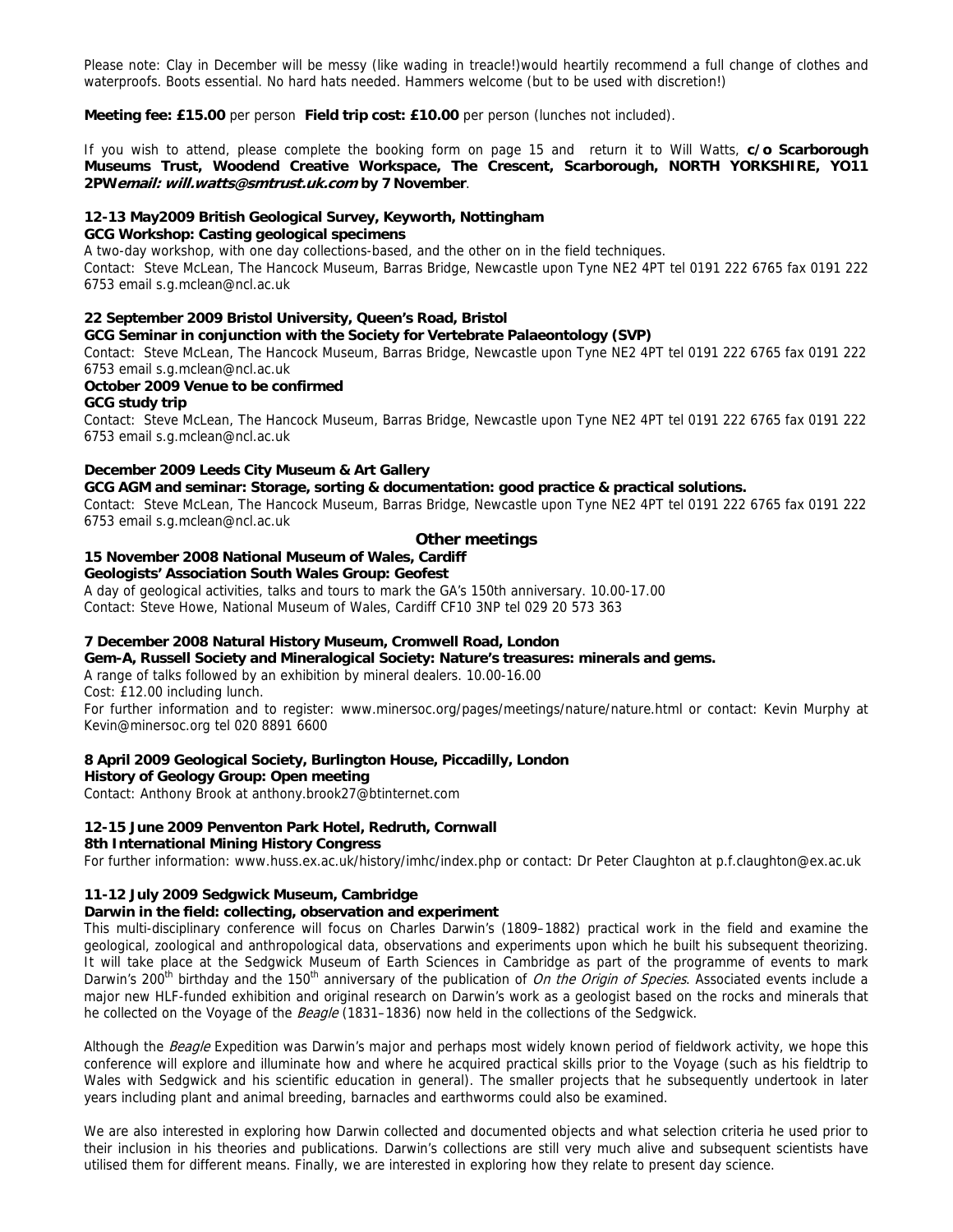Please note: Clay in December will be messy (like wading in treacle!)would heartily recommend a full change of clothes and waterproofs. Boots essential. No hard hats needed. Hammers welcome (but to be used with discretion!)

**Meeting fee: £15.00** per person **Field trip cost: £10.00** per person (lunches not included).

If you wish to attend, please complete the booking form on page 15 and return it to Will Watts, **c/o Scarborough Museums Trust, Woodend Creative Workspace, The Crescent, Scarborough, NORTH YORKSHIRE, YO11 2PW*email: will.watts@smtrust.uk.com* by 7 November**.

**12-13 May2009 British Geological Survey, Keyworth, Nottingham**
**GCG Workshop: Casting geological specimens**
A two-day workshop, with one day collections-based, and the other on in the field techniques.
Contact: Steve McLean, The Hancock Museum, Barras Bridge, Newcastle upon Tyne NE2 4PT tel 0191 222 6765 fax 0191 222 6753 email s.g.mclean@ncl.ac.uk

**22 September 2009 Bristol University, Queen's Road, Bristol**
**GCG Seminar in conjunction with the Society for Vertebrate Palaeontology (SVP)**
Contact: Steve McLean, The Hancock Museum, Barras Bridge, Newcastle upon Tyne NE2 4PT tel 0191 222 6765 fax 0191 222 6753 email s.g.mclean@ncl.ac.uk

**October 2009 Venue to be confirmed**
**GCG study trip**
Contact: Steve McLean, The Hancock Museum, Barras Bridge, Newcastle upon Tyne NE2 4PT tel 0191 222 6765 fax 0191 222 6753 email s.g.mclean@ncl.ac.uk

**December 2009 Leeds City Museum & Art Gallery**
**GCG AGM and seminar: Storage, sorting & documentation: good practice & practical solutions.**
Contact: Steve McLean, The Hancock Museum, Barras Bridge, Newcastle upon Tyne NE2 4PT tel 0191 222 6765 fax 0191 222 6753 email s.g.mclean@ncl.ac.uk

## Other meetings

**15 November 2008 National Museum of Wales, Cardiff**
**Geologists' Association South Wales Group: Geofest**
A day of geological activities, talks and tours to mark the GA's 150th anniversary. 10.00-17.00
Contact: Steve Howe, National Museum of Wales, Cardiff CF10 3NP tel 029 20 573 363

**7 December 2008 Natural History Museum, Cromwell Road, London**
**Gem-A, Russell Society and Mineralogical Society: Nature's treasures: minerals and gems.**
A range of talks followed by an exhibition by mineral dealers. 10.00-16.00
Cost: £12.00 including lunch.
For further information and to register: www.minersoc.org/pages/meetings/nature/nature.html or contact: Kevin Murphy at Kevin@minersoc.org tel 020 8891 6600

**8 April 2009 Geological Society, Burlington House, Piccadilly, London**
**History of Geology Group: Open meeting**
Contact: Anthony Brook at anthony.brook27@btinternet.com

**12-15 June 2009 Penventon Park Hotel, Redruth, Cornwall**
**8th International Mining History Congress**
For further information: www.huss.ex.ac.uk/history/imhc/index.php or contact: Dr Peter Claughton at p.f.claughton@ex.ac.uk

**11-12 July 2009 Sedgwick Museum, Cambridge**
**Darwin in the field: collecting, observation and experiment**
This multi-disciplinary conference will focus on Charles Darwin's (1809–1882) practical work in the field and examine the geological, zoological and anthropological data, observations and experiments upon which he built his subsequent theorizing. It will take place at the Sedgwick Museum of Earth Sciences in Cambridge as part of the programme of events to mark Darwin's 200th birthday and the 150th anniversary of the publication of *On the Origin of Species*. Associated events include a major new HLF-funded exhibition and original research on Darwin's work as a geologist based on the rocks and minerals that he collected on the Voyage of the *Beagle* (1831–1836) now held in the collections of the Sedgwick.

Although the *Beagle* Expedition was Darwin's major and perhaps most widely known period of fieldwork activity, we hope this conference will explore and illuminate how and where he acquired practical skills prior to the Voyage (such as his fieldtrip to Wales with Sedgwick and his scientific education in general). The smaller projects that he subsequently undertook in later years including plant and animal breeding, barnacles and earthworms could also be examined.

We are also interested in exploring how Darwin collected and documented objects and what selection criteria he used prior to their inclusion in his theories and publications. Darwin's collections are still very much alive and subsequent scientists have utilised them for different means. Finally, we are interested in exploring how they relate to present day science.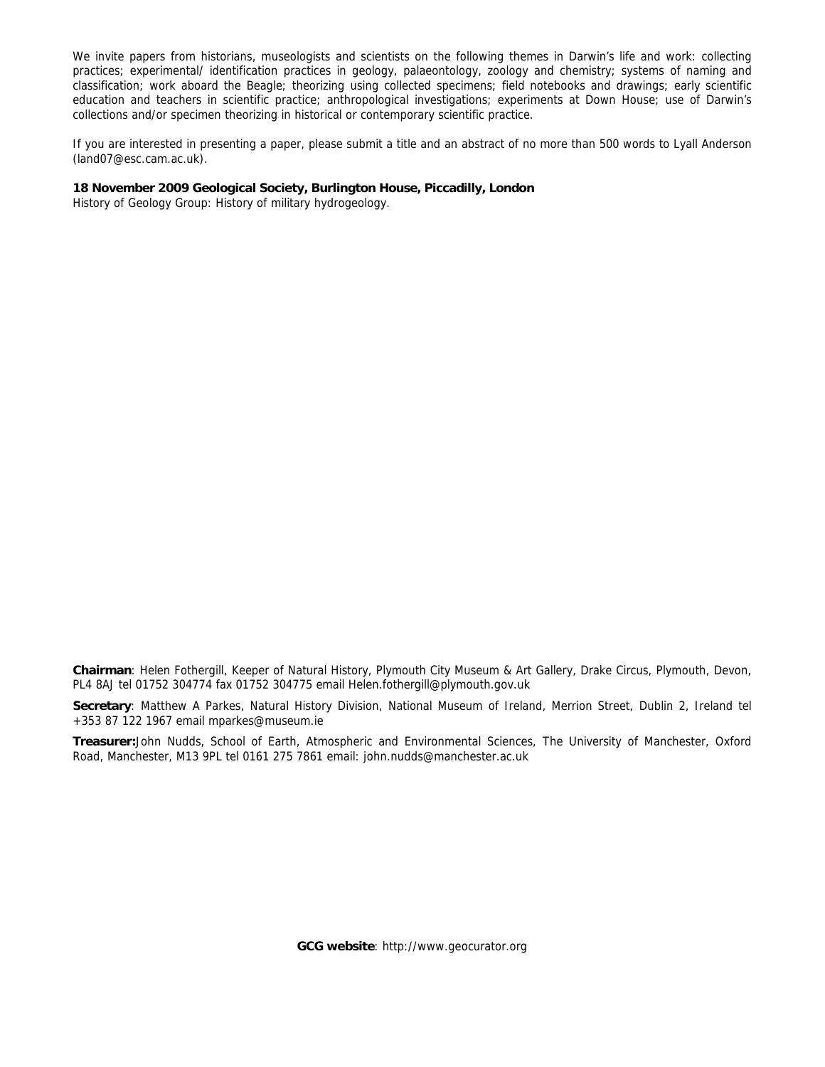We invite papers from historians, museologists and scientists on the following themes in Darwin's life and work: collecting practices; experimental/ identification practices in geology, palaeontology, zoology and chemistry; systems of naming and classification; work aboard the Beagle; theorizing using collected specimens; field notebooks and drawings; early scientific education and teachers in scientific practice; anthropological investigations; experiments at Down House; use of Darwin's collections and/or specimen theorizing in historical or contemporary scientific practice.

If you are interested in presenting a paper, please submit a title and an abstract of no more than 500 words to Lyall Anderson (land07@esc.cam.ac.uk).

**18 November 2009 Geological Society, Burlington House, Piccadilly, London**
History of Geology Group: History of military hydrogeology.

**Chairman**: Helen Fothergill, Keeper of Natural History, Plymouth City Museum & Art Gallery, Drake Circus, Plymouth, Devon, PL4 8AJ tel 01752 304774 fax 01752 304775 email Helen.fothergill@plymouth.gov.uk

**Secretary**: Matthew A Parkes, Natural History Division, National Museum of Ireland, Merrion Street, Dublin 2, Ireland tel +353 87 122 1967 email mparkes@museum.ie

**Treasurer:**John Nudds, School of Earth, Atmospheric and Environmental Sciences, The University of Manchester, Oxford Road, Manchester, M13 9PL tel 0161 275 7861 email: john.nudds@manchester.ac.uk

**GCG website**: http://www.geocurator.org